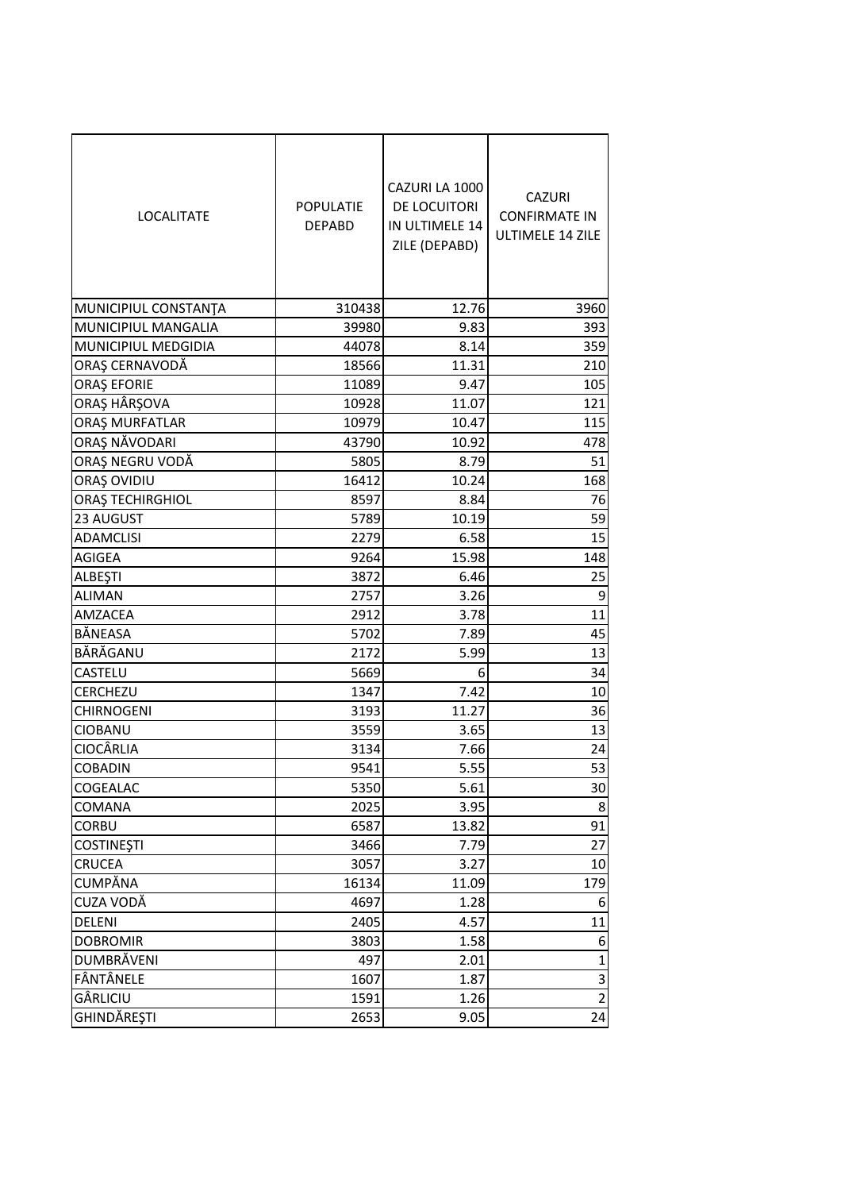| LOCALITATE | POPULATIE DEPABD | CAZURI LA 1000 DE LOCUITORI IN ULTIMELE 14 ZILE (DEPABD) | CAZURI CONFIRMATE IN ULTIMELE 14 ZILE |
|---|---|---|---|
| MUNICIPIUL CONSTANŢA | 310438 | 12.76 | 3960 |
| MUNICIPIUL MANGALIA | 39980 | 9.83 | 393 |
| MUNICIPIUL MEDGIDIA | 44078 | 8.14 | 359 |
| ORAŞ CERNAVODĂ | 18566 | 11.31 | 210 |
| ORAŞ EFORIE | 11089 | 9.47 | 105 |
| ORAŞ HÂRŞOVA | 10928 | 11.07 | 121 |
| ORAŞ MURFATLAR | 10979 | 10.47 | 115 |
| ORAŞ NĂVODARI | 43790 | 10.92 | 478 |
| ORAŞ NEGRU VODĂ | 5805 | 8.79 | 51 |
| ORAŞ OVIDIU | 16412 | 10.24 | 168 |
| ORAŞ TECHIRGHIOL | 8597 | 8.84 | 76 |
| 23 AUGUST | 5789 | 10.19 | 59 |
| ADAMCLISI | 2279 | 6.58 | 15 |
| AGIGEA | 9264 | 15.98 | 148 |
| ALBEŞTI | 3872 | 6.46 | 25 |
| ALIMAN | 2757 | 3.26 | 9 |
| AMZACEA | 2912 | 3.78 | 11 |
| BĂNEASA | 5702 | 7.89 | 45 |
| BĂRĂGANU | 2172 | 5.99 | 13 |
| CASTELU | 5669 | 6 | 34 |
| CERCHEZU | 1347 | 7.42 | 10 |
| CHIRNOGENI | 3193 | 11.27 | 36 |
| CIOBANU | 3559 | 3.65 | 13 |
| CIOCÂRLIA | 3134 | 7.66 | 24 |
| COBADIN | 9541 | 5.55 | 53 |
| COGEALAC | 5350 | 5.61 | 30 |
| COMANA | 2025 | 3.95 | 8 |
| CORBU | 6587 | 13.82 | 91 |
| COSTINEŞTI | 3466 | 7.79 | 27 |
| CRUCEA | 3057 | 3.27 | 10 |
| CUMPĂNA | 16134 | 11.09 | 179 |
| CUZA VODĂ | 4697 | 1.28 | 6 |
| DELENI | 2405 | 4.57 | 11 |
| DOBROMIR | 3803 | 1.58 | 6 |
| DUMBRĂVENI | 497 | 2.01 | 1 |
| FÂNTÂNELE | 1607 | 1.87 | 3 |
| GÂRLICIU | 1591 | 1.26 | 2 |
| GHINDĂREŞTI | 2653 | 9.05 | 24 |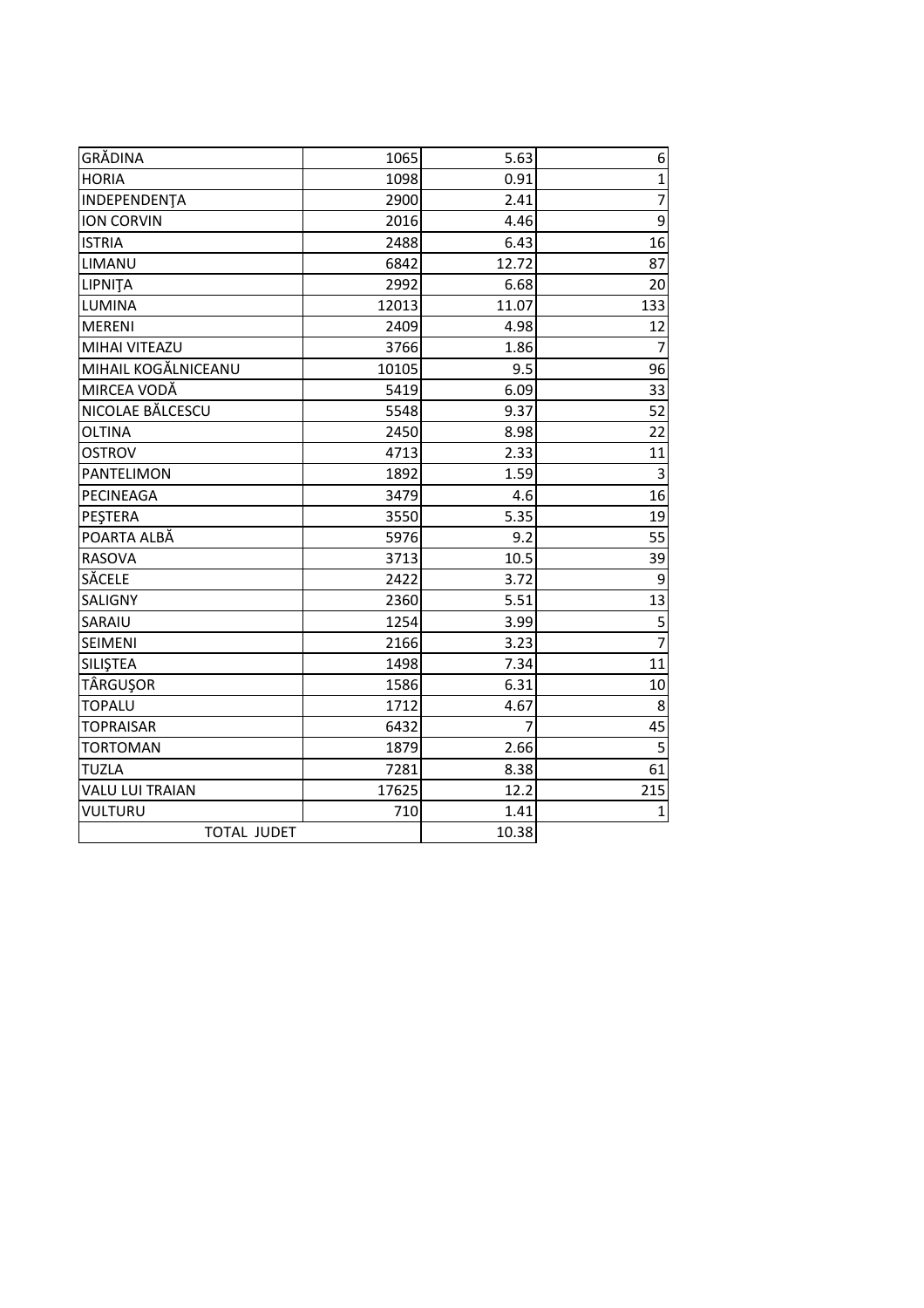| | | | |
|---|---|---|---|
| GRĂDINA | 1065 | 5.63 | 6 |
| HORIA | 1098 | 0.91 | 1 |
| INDEPENDENŢA | 2900 | 2.41 | 7 |
| ION CORVIN | 2016 | 4.46 | 9 |
| ISTRIA | 2488 | 6.43 | 16 |
| LIMANU | 6842 | 12.72 | 87 |
| LIPNIŢA | 2992 | 6.68 | 20 |
| LUMINA | 12013 | 11.07 | 133 |
| MERENI | 2409 | 4.98 | 12 |
| MIHAI VITEAZU | 3766 | 1.86 | 7 |
| MIHAIL KOGĂLNICEANU | 10105 | 9.5 | 96 |
| MIRCEA VODĂ | 5419 | 6.09 | 33 |
| NICOLAE BĂLCESCU | 5548 | 9.37 | 52 |
| OLTINA | 2450 | 8.98 | 22 |
| OSTROV | 4713 | 2.33 | 11 |
| PANTELIMON | 1892 | 1.59 | 3 |
| PECINEAGA | 3479 | 4.6 | 16 |
| PEŞTERA | 3550 | 5.35 | 19 |
| POARTA ALBĂ | 5976 | 9.2 | 55 |
| RASOVA | 3713 | 10.5 | 39 |
| SĂCELE | 2422 | 3.72 | 9 |
| SALIGNY | 2360 | 5.51 | 13 |
| SARAIU | 1254 | 3.99 | 5 |
| SEIMENI | 2166 | 3.23 | 7 |
| SILIŞTEA | 1498 | 7.34 | 11 |
| TÂRGUŞOR | 1586 | 6.31 | 10 |
| TOPALU | 1712 | 4.67 | 8 |
| TOPRAISAR | 6432 | 7 | 45 |
| TORTOMAN | 1879 | 2.66 | 5 |
| TUZLA | 7281 | 8.38 | 61 |
| VALU LUI TRAIAN | 17625 | 12.2 | 215 |
| VULTURU | 710 | 1.41 | 1 |
| TOTAL JUDET | | 10.38 | |